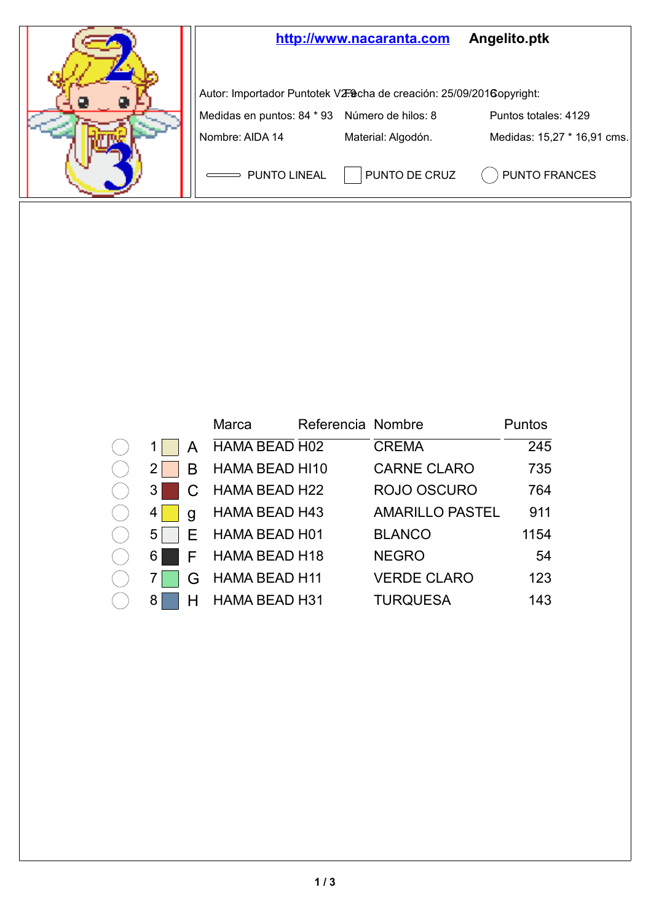**http://www.nacaranta.com** **Angelito.ptk**

| | | |
|---|---|---|
| Autor: Importador Puntotek V2.9 | Fecha de creación: 25/09/2016 | Copyright: |
| Medidas en puntos: 84 * 93 | Número de hilos: 8 | Puntos totales: 4129 |
| Nombre: AIDA 14 | Material: Algodón. | Medidas: 15,27 * 16,91 cms. |

PUNTO LINEAL — PUNTO DE CRUZ — PUNTO FRANCES

| | | Marca | Referencia | Nombre | Puntos |
|---|---|---|---|---|---|
| 1 | A | HAMA BEAD | H02 | CREMA | 245 |
| 2 | B | HAMA BEAD | HI10 | CARNE CLARO | 735 |
| 3 | C | HAMA BEAD | H22 | ROJO OSCURO | 764 |
| 4 | g | HAMA BEAD | H43 | AMARILLO PASTEL | 911 |
| 5 | E | HAMA BEAD | H01 | BLANCO | 1154 |
| 6 | F | HAMA BEAD | H18 | NEGRO | 54 |
| 7 | G | HAMA BEAD | H11 | VERDE CLARO | 123 |
| 8 | H | HAMA BEAD | H31 | TURQUESA | 143 |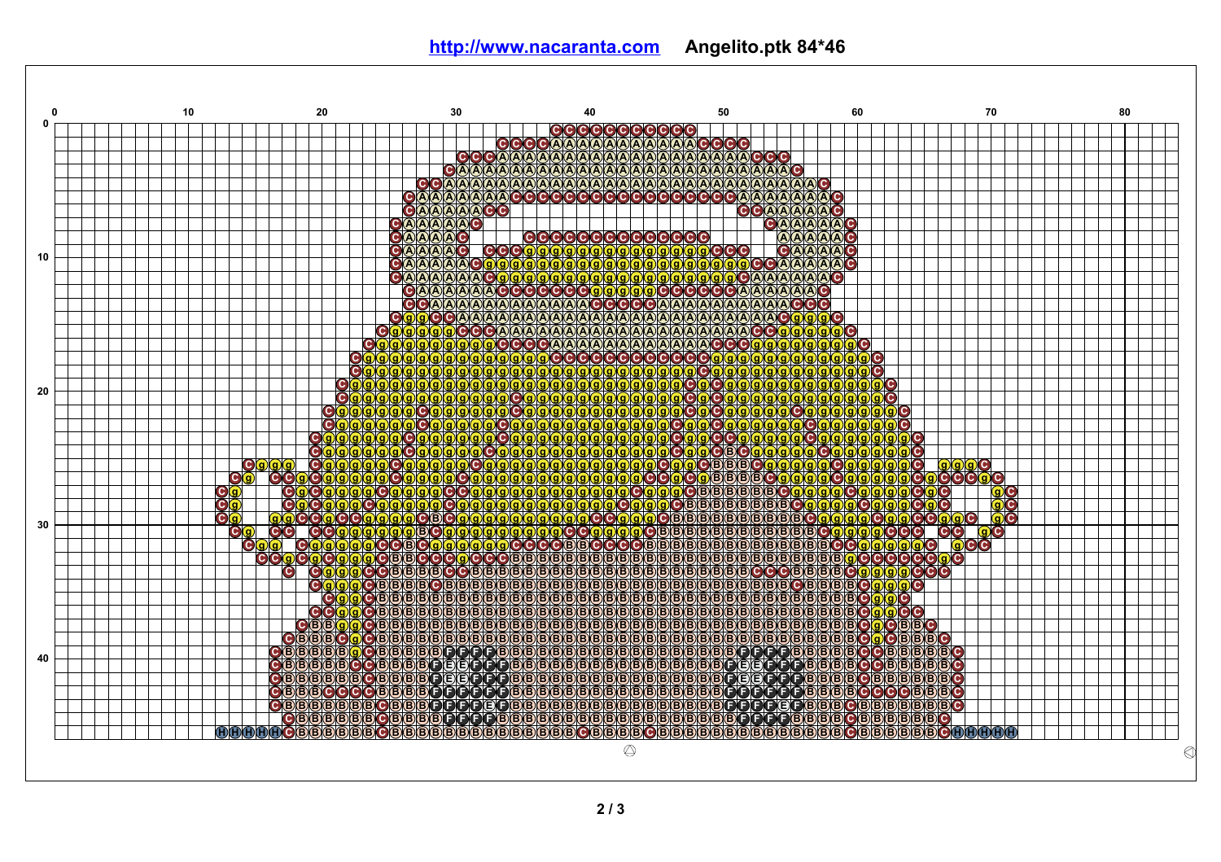**http://www.nacaranta.com** **Angelito.ptk 84*46**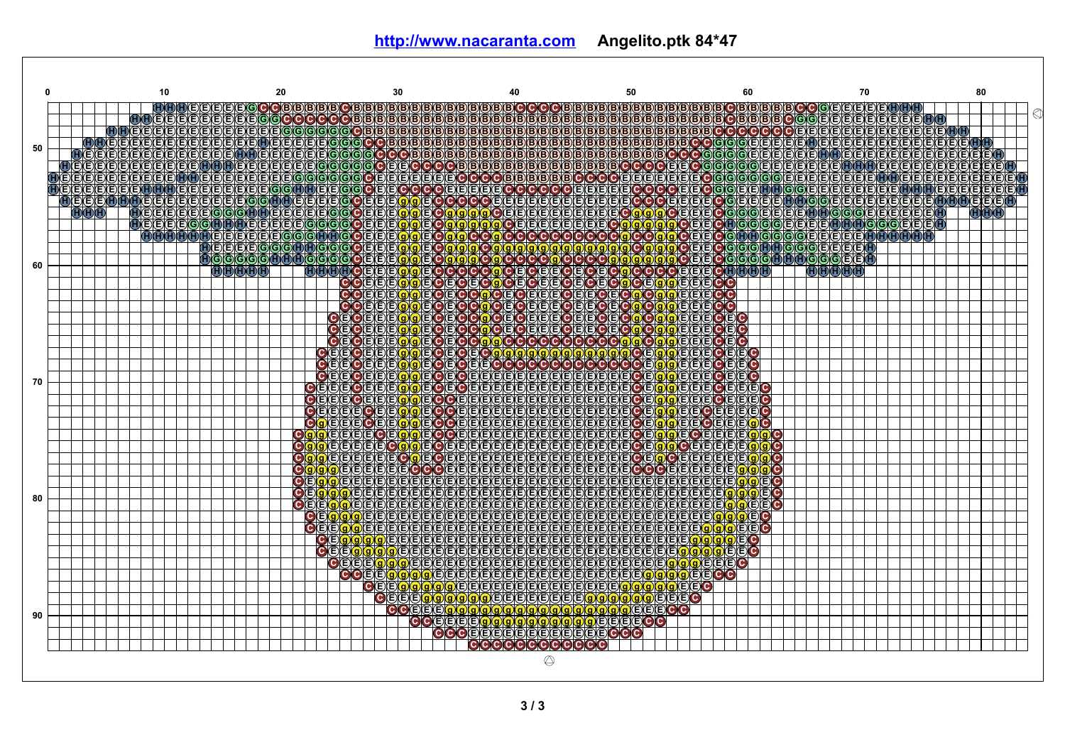**http://www.nacaranta.com** **Angelito.ptk 84*47**